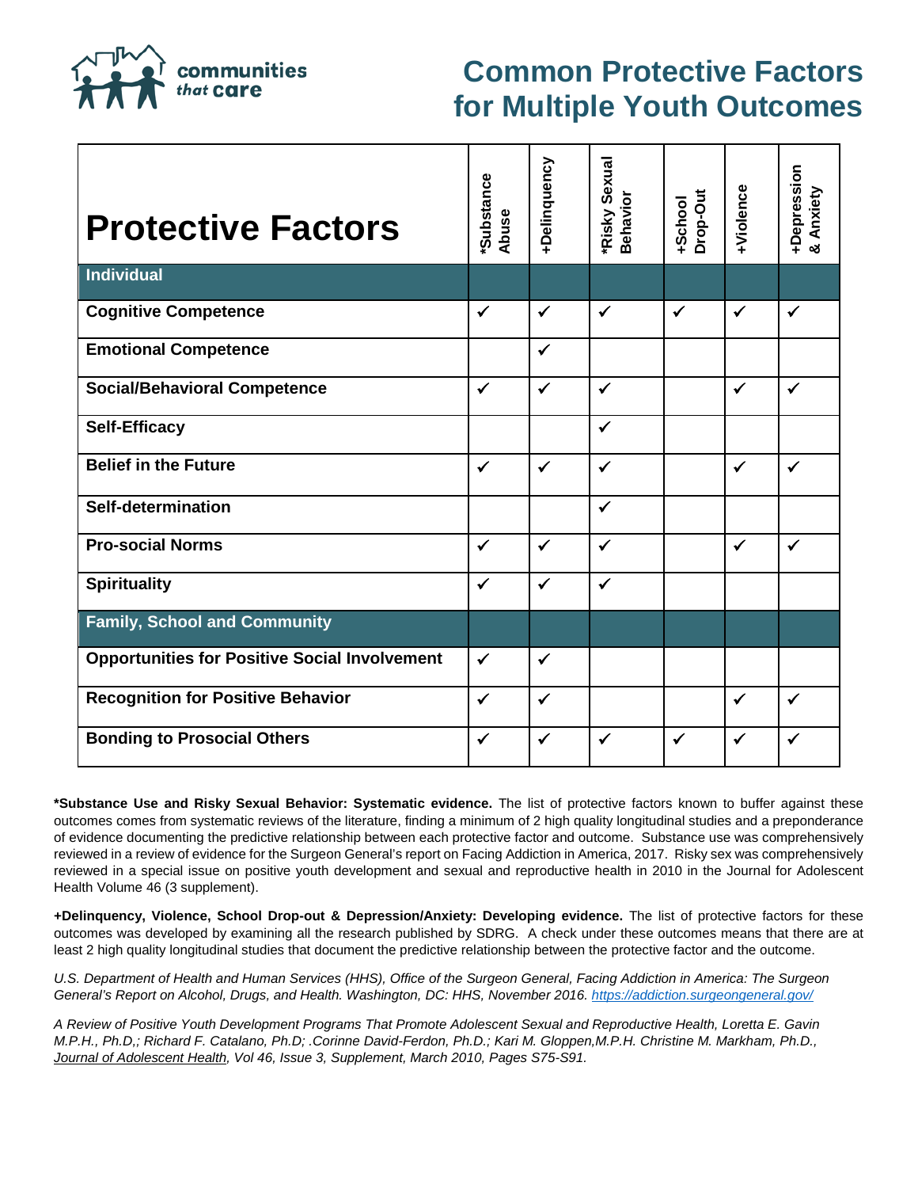communities *that* care

# Common Protective Factors for Multiple Youth Outcomes

| Protective Factors | *Substance Abuse | +Delinquency | *Risky Sexual Behavior | +School Drop-Out | +Violence | +Depression & Anxiety |
|---|---|---|---|---|---|---|
| **Individual** | | | | | | |
| **Cognitive Competence** | ✓ | ✓ | ✓ | ✓ | ✓ | ✓ |
| **Emotional Competence** | | ✓ | | | | |
| **Social/Behavioral Competence** | ✓ | ✓ | ✓ | | ✓ | ✓ |
| **Self-Efficacy** | | | ✓ | | | |
| **Belief in the Future** | ✓ | ✓ | ✓ | | ✓ | ✓ |
| **Self-determination** | | | ✓ | | | |
| **Pro-social Norms** | ✓ | ✓ | ✓ | | ✓ | ✓ |
| **Spirituality** | ✓ | ✓ | ✓ | | | |
| **Family, School and Community** | | | | | | |
| **Opportunities for Positive Social Involvement** | ✓ | ✓ | | | | |
| **Recognition for Positive Behavior** | ✓ | ✓ | | | ✓ | ✓ |
| **Bonding to Prosocial Others** | ✓ | ✓ | ✓ | ✓ | ✓ | ✓ |

**\*Substance Use and Risky Sexual Behavior: Systematic evidence.** The list of protective factors known to buffer against these outcomes comes from systematic reviews of the literature, finding a minimum of 2 high quality longitudinal studies and a preponderance of evidence documenting the predictive relationship between each protective factor and outcome. Substance use was comprehensively reviewed in a review of evidence for the Surgeon General's report on Facing Addiction in America, 2017. Risky sex was comprehensively reviewed in a special issue on positive youth development and sexual and reproductive health in 2010 in the Journal for Adolescent Health Volume 46 (3 supplement).

**+Delinquency, Violence, School Drop-out & Depression/Anxiety: Developing evidence.** The list of protective factors for these outcomes was developed by examining all the research published by SDRG. A check under these outcomes means that there are at least 2 high quality longitudinal studies that document the predictive relationship between the protective factor and the outcome.

*U.S. Department of Health and Human Services (HHS), Office of the Surgeon General, Facing Addiction in America: The Surgeon General's Report on Alcohol, Drugs, and Health. Washington, DC: HHS, November 2016. https://addiction.surgeongeneral.gov/*

*A Review of Positive Youth Development Programs That Promote Adolescent Sexual and Reproductive Health, Loretta E. Gavin M.P.H., Ph.D.,; Richard F. Catalano, Ph.D; .Corinne David-Ferdon, Ph.D.; Kari M. Gloppen,M.P.H. Christine M. Markham, Ph.D., Journal of Adolescent Health, Vol 46, Issue 3, Supplement, March 2010, Pages S75-S91.*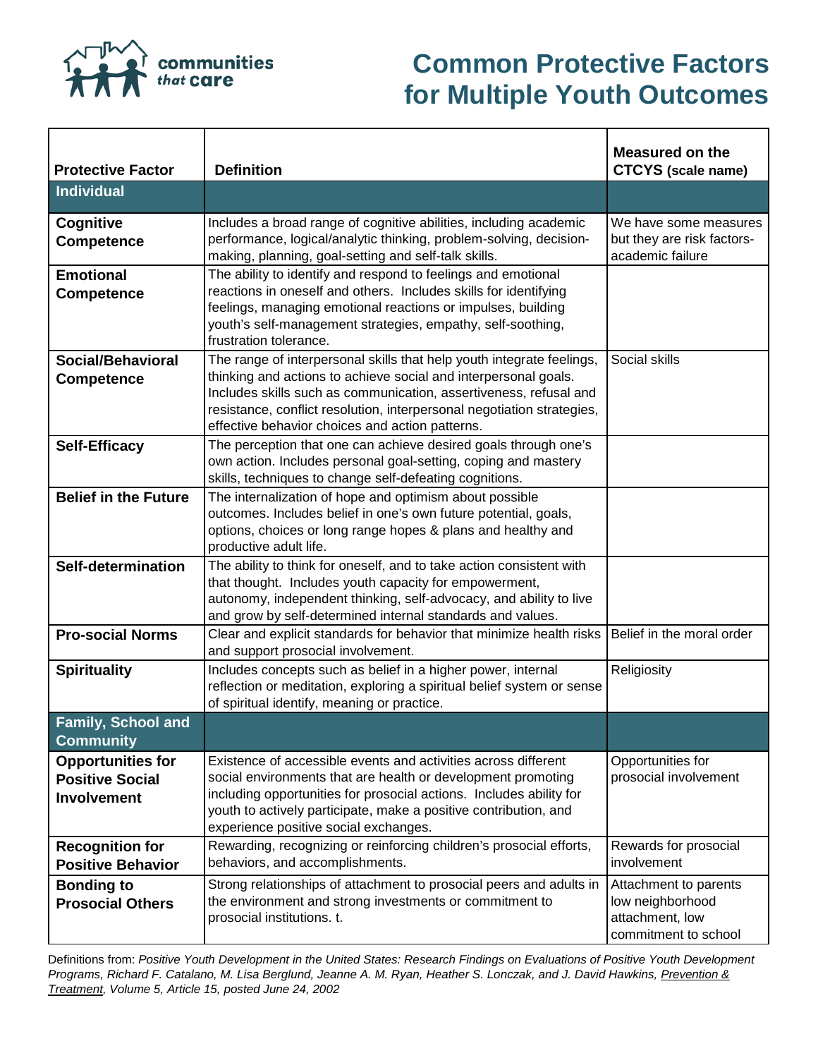# Common Protective Factors for Multiple Youth Outcomes

| Protective Factor | Definition | Measured on the CTCYS (scale name) |
|---|---|---|
| **Individual** | | |
| **Cognitive Competence** | Includes a broad range of cognitive abilities, including academic performance, logical/analytic thinking, problem-solving, decision-making, planning, goal-setting and self-talk skills. | We have some measures but they are risk factors-academic failure |
| **Emotional Competence** | The ability to identify and respond to feelings and emotional reactions in oneself and others. Includes skills for identifying feelings, managing emotional reactions or impulses, building youth's self-management strategies, empathy, self-soothing, frustration tolerance. | |
| **Social/Behavioral Competence** | The range of interpersonal skills that help youth integrate feelings, thinking and actions to achieve social and interpersonal goals. Includes skills such as communication, assertiveness, refusal and resistance, conflict resolution, interpersonal negotiation strategies, effective behavior choices and action patterns. | Social skills |
| **Self-Efficacy** | The perception that one can achieve desired goals through one's own action. Includes personal goal-setting, coping and mastery skills, techniques to change self-defeating cognitions. | |
| **Belief in the Future** | The internalization of hope and optimism about possible outcomes. Includes belief in one's own future potential, goals, options, choices or long range hopes & plans and healthy and productive adult life. | |
| **Self-determination** | The ability to think for oneself, and to take action consistent with that thought. Includes youth capacity for empowerment, autonomy, independent thinking, self-advocacy, and ability to live and grow by self-determined internal standards and values. | |
| **Pro-social Norms** | Clear and explicit standards for behavior that minimize health risks and support prosocial involvement. | Belief in the moral order |
| **Spirituality** | Includes concepts such as belief in a higher power, internal reflection or meditation, exploring a spiritual belief system or sense of spiritual identify, meaning or practice. | Religiosity |
| **Family, School and Community** | | |
| **Opportunities for Positive Social Involvement** | Existence of accessible events and activities across different social environments that are health or development promoting including opportunities for prosocial actions. Includes ability for youth to actively participate, make a positive contribution, and experience positive social exchanges. | Opportunities for prosocial involvement |
| **Recognition for Positive Behavior** | Rewarding, recognizing or reinforcing children's prosocial efforts, behaviors, and accomplishments. | Rewards for prosocial involvement |
| **Bonding to Prosocial Others** | Strong relationships of attachment to prosocial peers and adults in the environment and strong investments or commitment to prosocial institutions. t. | Attachment to parents low neighborhood attachment, low commitment to school |

Definitions from: *Positive Youth Development in the United States: Research Findings on Evaluations of Positive Youth Development Programs, Richard F. Catalano, M. Lisa Berglund, Jeanne A. M. Ryan, Heather S. Lonczak, and J. David Hawkins, Prevention & Treatment, Volume 5, Article 15, posted June 24, 2002*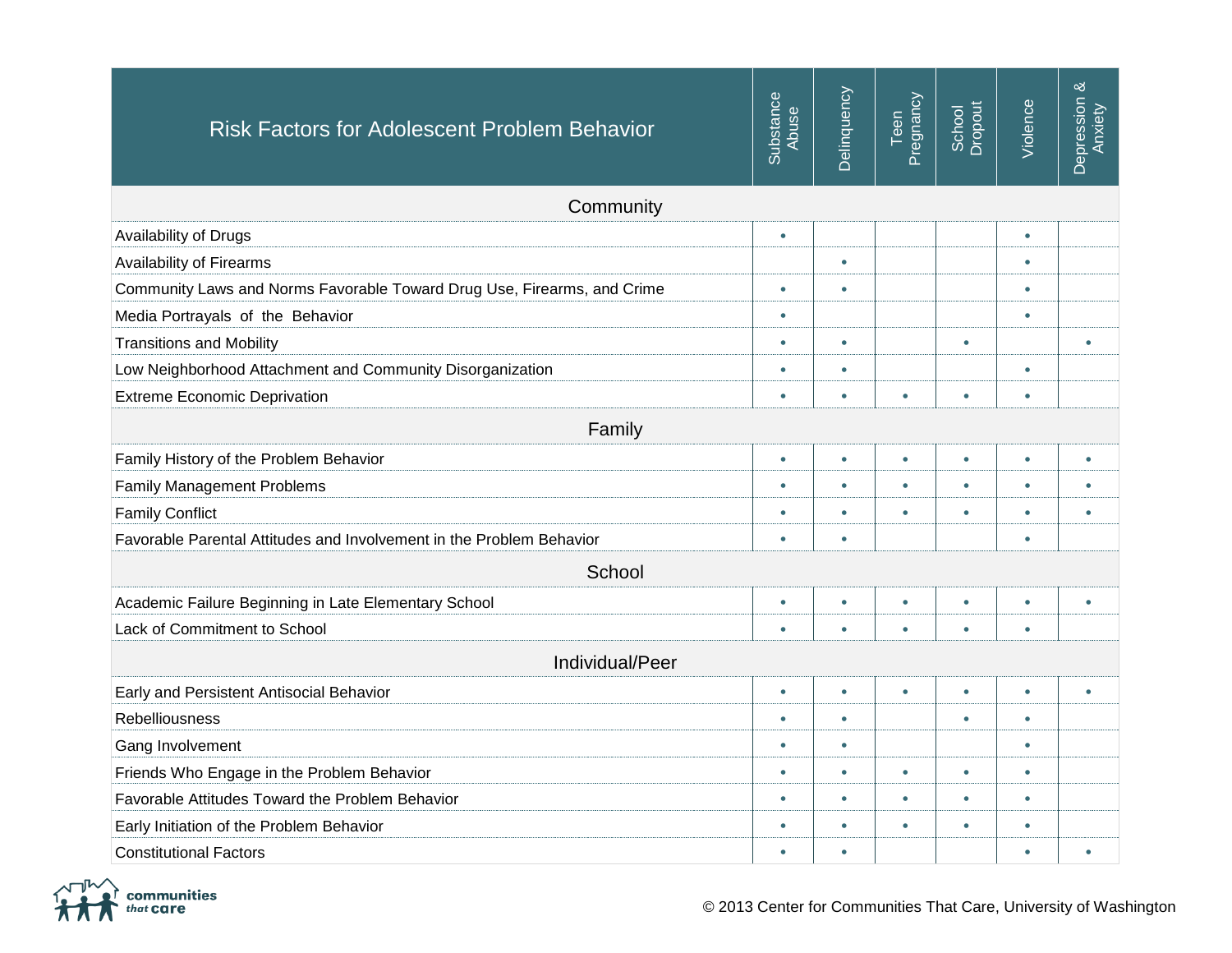| Risk Factors for Adolescent Problem Behavior | Substance Abuse | Delinquency | Teen Pregnancy | School Dropout | Violence | Depression & Anxiety |
|---|---|---|---|---|---|---|
| **Community** | | | | | | |
| Availability of Drugs | • | | | | • | |
| Availability of Firearms | | • | | | • | |
| Community Laws and Norms Favorable Toward Drug Use, Firearms, and Crime | • | • | | | • | |
| Media Portrayals of the Behavior | • | | | | • | |
| Transitions and Mobility | • | • | | • | | • |
| Low Neighborhood Attachment and Community Disorganization | • | • | | | • | |
| Extreme Economic Deprivation | • | • | • | • | • | |
| **Family** | | | | | | |
| Family History of the Problem Behavior | • | • | • | • | • | • |
| Family Management Problems | • | • | • | • | • | • |
| Family Conflict | • | • | • | • | • | • |
| Favorable Parental Attitudes and Involvement in the Problem Behavior | • | • | | | • | |
| **School** | | | | | | |
| Academic Failure Beginning in Late Elementary School | • | • | • | • | • | • |
| Lack of Commitment to School | • | • | • | • | • | |
| **Individual/Peer** | | | | | | |
| Early and Persistent Antisocial Behavior | • | • | • | • | • | • |
| Rebelliousness | • | • | | • | • | |
| Gang Involvement | • | • | | | • | |
| Friends Who Engage in the Problem Behavior | • | • | • | • | • | |
| Favorable Attitudes Toward the Problem Behavior | • | • | • | • | • | |
| Early Initiation of the Problem Behavior | • | • | • | • | • | |
| Constitutional Factors | • | • | | | • | • |

communities that care

© 2013 Center for Communities That Care, University of Washington